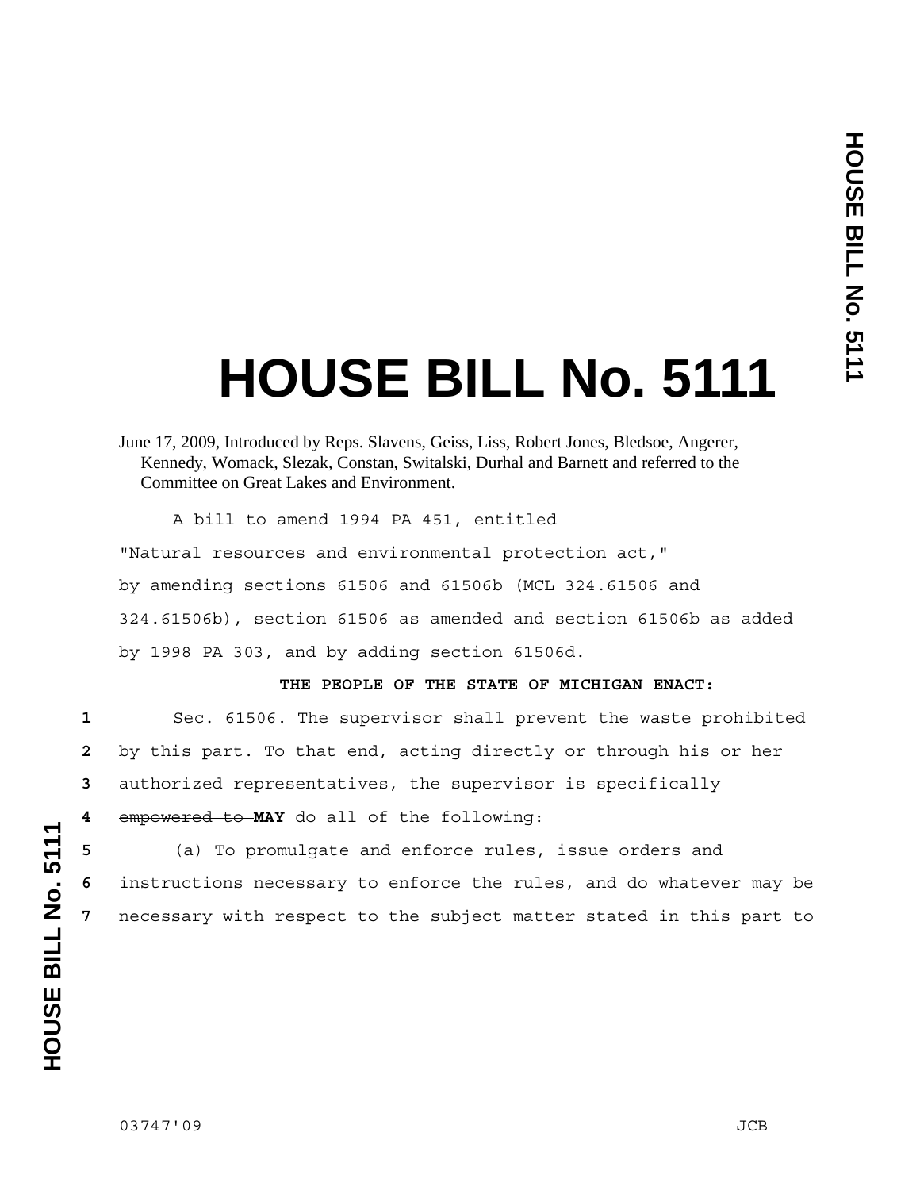# HOUSE BILL No. 5111

June 17, 2009, Introduced by Reps. Slavens, Geiss, Liss, Robert Jones, Bledsoe, Angerer, Kennedy, Womack, Slezak, Constan, Switalski, Durhal and Barnett and referred to the Committee on Great Lakes and Environment.

A bill to amend 1994 PA 451, entitled

"Natural resources and environmental protection act,"

by amending sections 61506 and 61506b (MCL 324.61506 and 324.61506b), section 61506 as amended and section 61506b as added by 1998 PA 303, and by adding section 61506d.

**THE PEOPLE OF THE STATE OF MICHIGAN ENACT:**

1 Sec. 61506. The supervisor shall prevent the waste prohibited
2 by this part. To that end, acting directly or through his or her
3 authorized representatives, the supervisor ~~is specifically~~
4 ~~empowered to~~ **MAY** do all of the following:
5 (a) To promulgate and enforce rules, issue orders and
6 instructions necessary to enforce the rules, and do whatever may be
7 necessary with respect to the subject matter stated in this part to

03747'09 JCB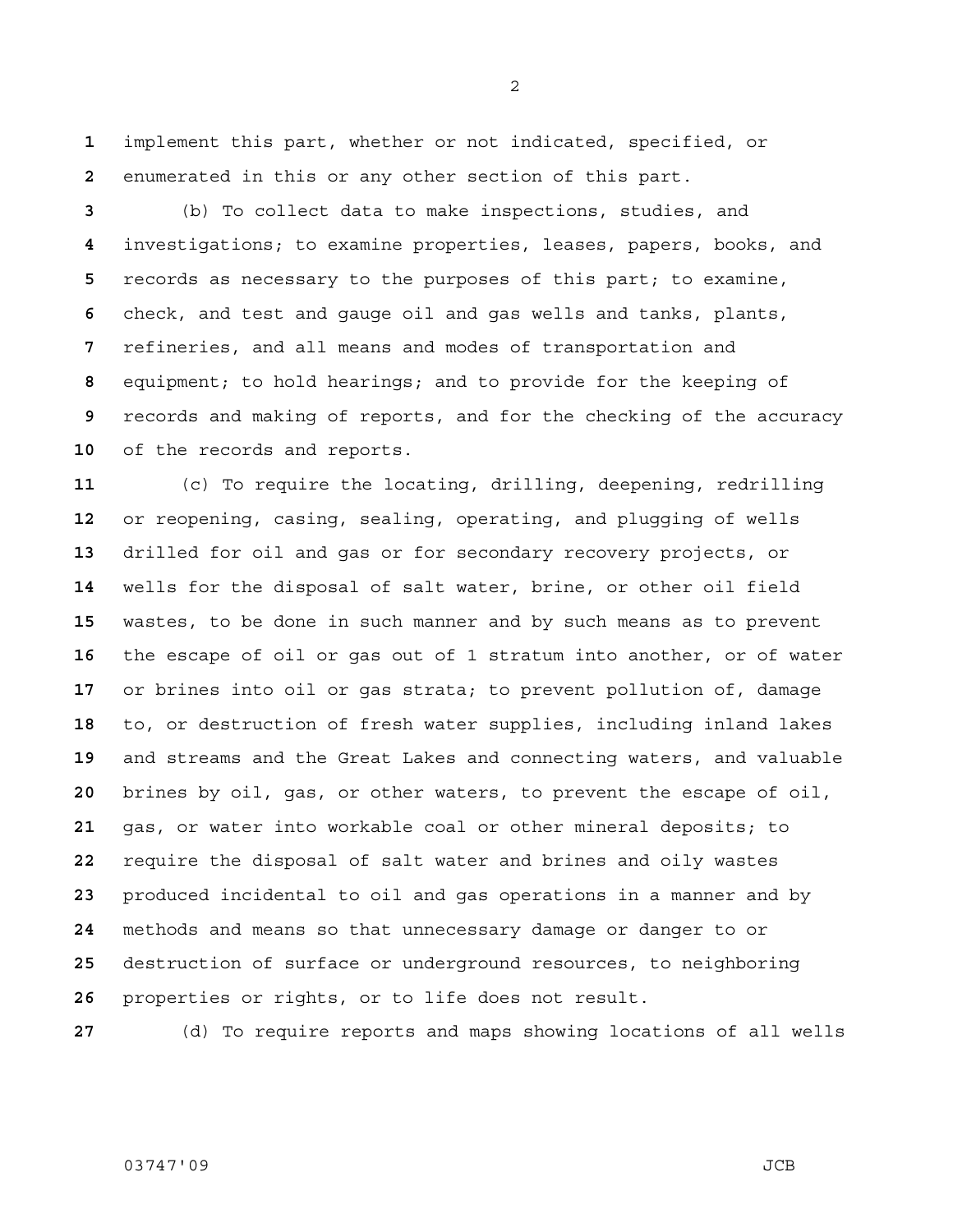implement this part, whether or not indicated, specified, or enumerated in this or any other section of this part.

(b) To collect data to make inspections, studies, and investigations; to examine properties, leases, papers, books, and records as necessary to the purposes of this part; to examine, check, and test and gauge oil and gas wells and tanks, plants, refineries, and all means and modes of transportation and equipment; to hold hearings; and to provide for the keeping of records and making of reports, and for the checking of the accuracy of the records and reports.

(c) To require the locating, drilling, deepening, redrilling or reopening, casing, sealing, operating, and plugging of wells drilled for oil and gas or for secondary recovery projects, or wells for the disposal of salt water, brine, or other oil field wastes, to be done in such manner and by such means as to prevent the escape of oil or gas out of 1 stratum into another, or of water or brines into oil or gas strata; to prevent pollution of, damage to, or destruction of fresh water supplies, including inland lakes and streams and the Great Lakes and connecting waters, and valuable brines by oil, gas, or other waters, to prevent the escape of oil, gas, or water into workable coal or other mineral deposits; to require the disposal of salt water and brines and oily wastes produced incidental to oil and gas operations in a manner and by methods and means so that unnecessary damage or danger to or destruction of surface or underground resources, to neighboring properties or rights, or to life does not result.

(d) To require reports and maps showing locations of all wells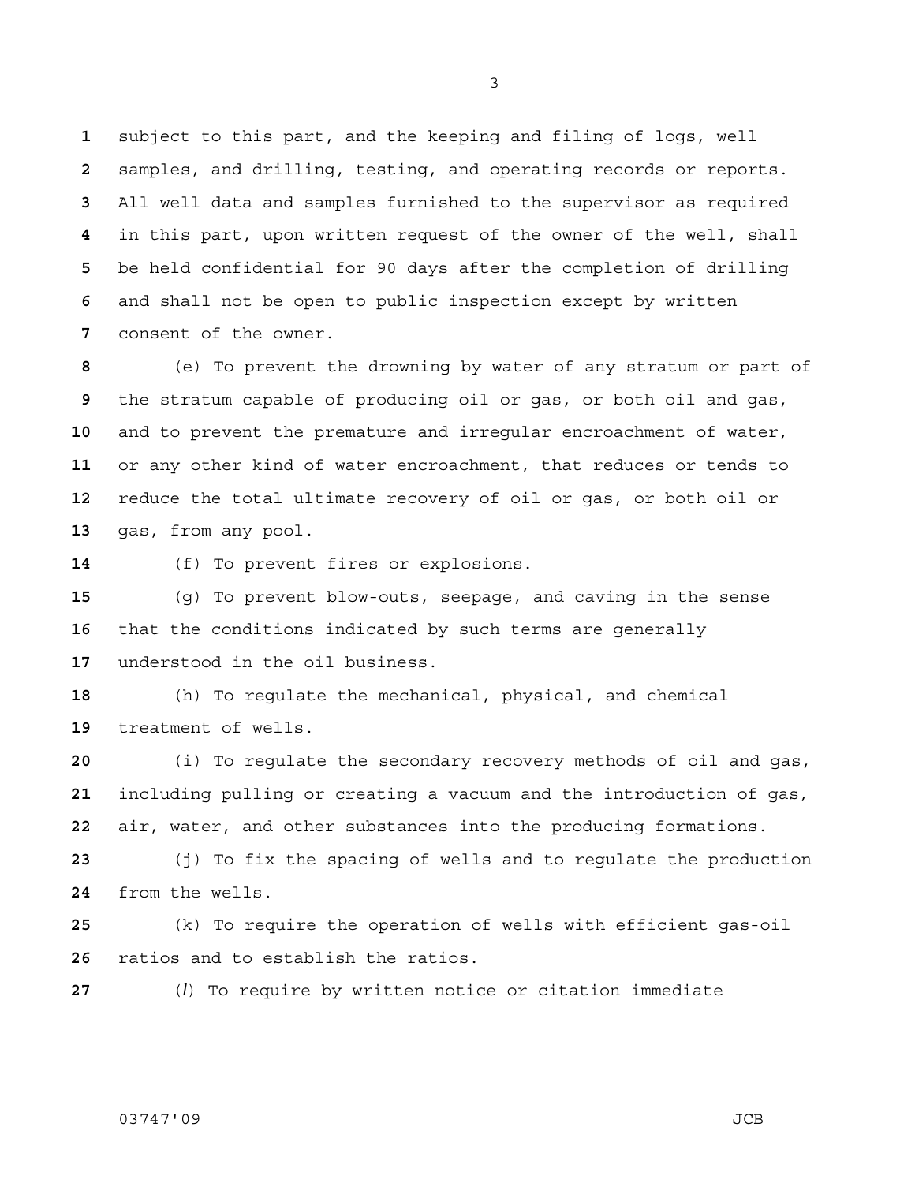subject to this part, and the keeping and filing of logs, well samples, and drilling, testing, and operating records or reports. All well data and samples furnished to the supervisor as required in this part, upon written request of the owner of the well, shall be held confidential for 90 days after the completion of drilling and shall not be open to public inspection except by written consent of the owner.

(e) To prevent the drowning by water of any stratum or part of the stratum capable of producing oil or gas, or both oil and gas, and to prevent the premature and irregular encroachment of water, or any other kind of water encroachment, that reduces or tends to reduce the total ultimate recovery of oil or gas, or both oil or gas, from any pool.

(f) To prevent fires or explosions.

(g) To prevent blow-outs, seepage, and caving in the sense that the conditions indicated by such terms are generally understood in the oil business.

(h) To regulate the mechanical, physical, and chemical treatment of wells.

(i) To regulate the secondary recovery methods of oil and gas, including pulling or creating a vacuum and the introduction of gas, air, water, and other substances into the producing formations.

(j) To fix the spacing of wells and to regulate the production from the wells.

(k) To require the operation of wells with efficient gas-oil ratios and to establish the ratios.

(*l*) To require by written notice or citation immediate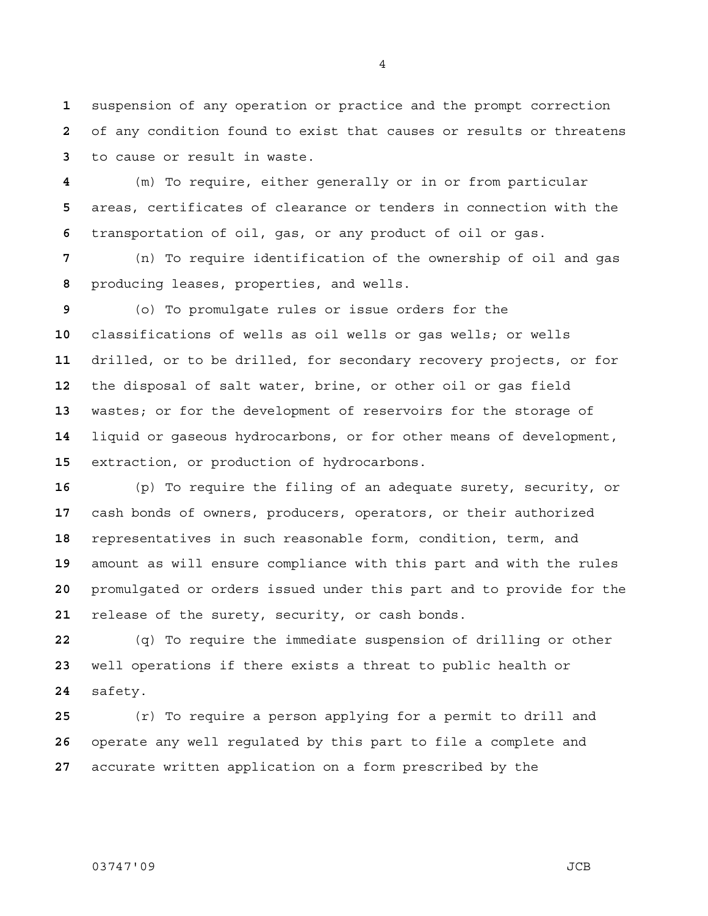suspension of any operation or practice and the prompt correction of any condition found to exist that causes or results or threatens to cause or result in waste.

(m) To require, either generally or in or from particular areas, certificates of clearance or tenders in connection with the transportation of oil, gas, or any product of oil or gas.

(n) To require identification of the ownership of oil and gas producing leases, properties, and wells.

(o) To promulgate rules or issue orders for the classifications of wells as oil wells or gas wells; or wells drilled, or to be drilled, for secondary recovery projects, or for the disposal of salt water, brine, or other oil or gas field wastes; or for the development of reservoirs for the storage of liquid or gaseous hydrocarbons, or for other means of development, extraction, or production of hydrocarbons.

(p) To require the filing of an adequate surety, security, or cash bonds of owners, producers, operators, or their authorized representatives in such reasonable form, condition, term, and amount as will ensure compliance with this part and with the rules promulgated or orders issued under this part and to provide for the release of the surety, security, or cash bonds.

(q) To require the immediate suspension of drilling or other well operations if there exists a threat to public health or safety.

(r) To require a person applying for a permit to drill and operate any well regulated by this part to file a complete and accurate written application on a form prescribed by the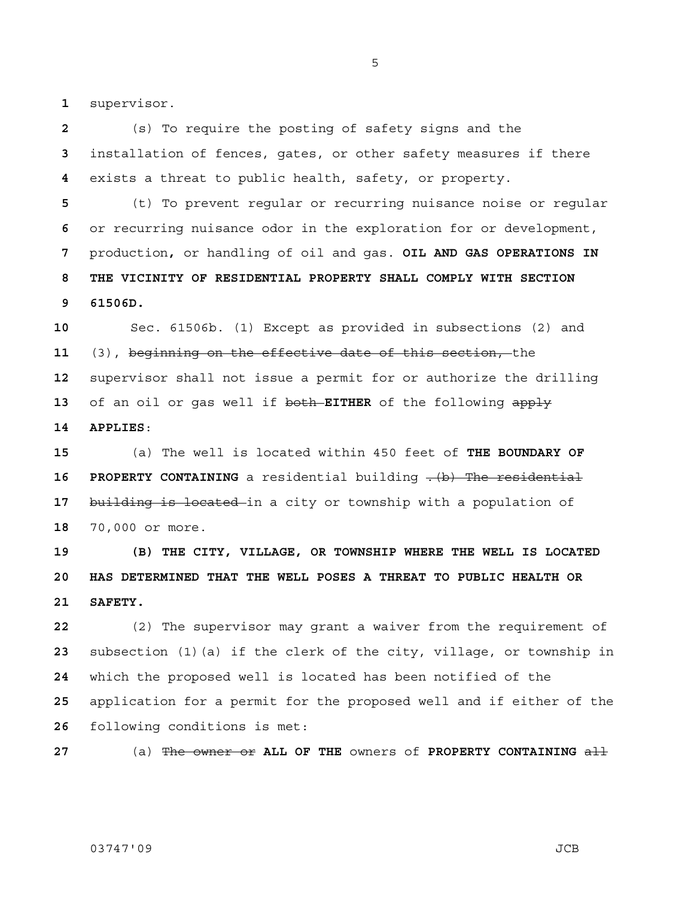supervisor.

(s) To require the posting of safety signs and the installation of fences, gates, or other safety measures if there exists a threat to public health, safety, or property.

(t) To prevent regular or recurring nuisance noise or regular or recurring nuisance odor in the exploration for or development, production**,** or handling of oil and gas. **OIL AND GAS OPERATIONS IN THE VICINITY OF RESIDENTIAL PROPERTY SHALL COMPLY WITH SECTION 61506D.**

Sec. 61506b. (1) Except as provided in subsections (2) and (3), ~~beginning on the effective date of this section,~~ the supervisor shall not issue a permit for or authorize the drilling of an oil or gas well if ~~both~~ **EITHER** of the following ~~apply~~ **APPLIES**:

(a) The well is located within 450 feet of **THE BOUNDARY OF PROPERTY CONTAINING** a residential building ~~. (b) The residential building is located~~ in a city or township with a population of 70,000 or more.

**(B) THE CITY, VILLAGE, OR TOWNSHIP WHERE THE WELL IS LOCATED HAS DETERMINED THAT THE WELL POSES A THREAT TO PUBLIC HEALTH OR SAFETY.**

(2) The supervisor may grant a waiver from the requirement of subsection (1)(a) if the clerk of the city, village, or township in which the proposed well is located has been notified of the application for a permit for the proposed well and if either of the following conditions is met:

(a) ~~The owner or~~ **ALL OF THE** owners of **PROPERTY CONTAINING** ~~all~~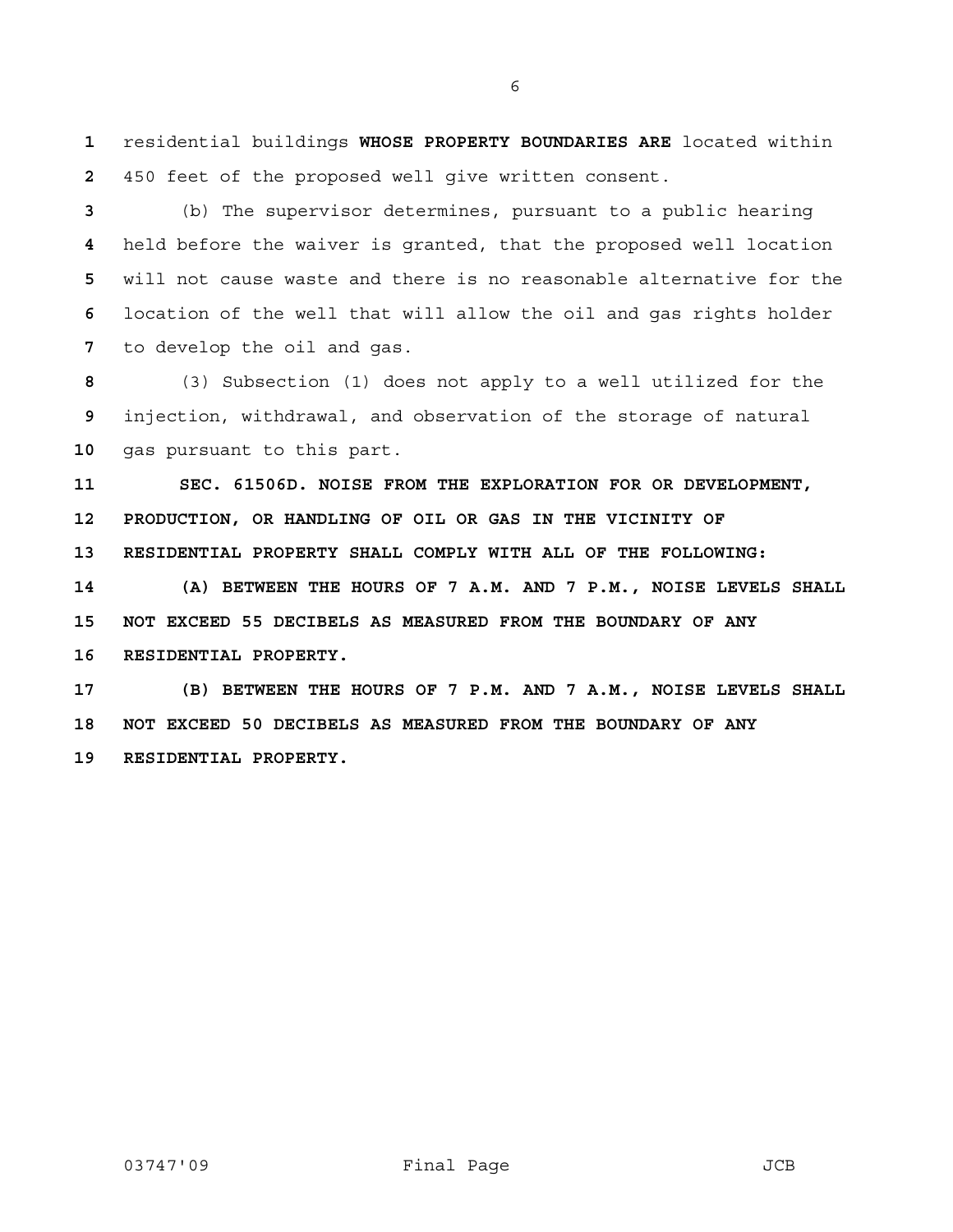residential buildings **WHOSE PROPERTY BOUNDARIES ARE** located within 450 feet of the proposed well give written consent.

(b) The supervisor determines, pursuant to a public hearing held before the waiver is granted, that the proposed well location will not cause waste and there is no reasonable alternative for the location of the well that will allow the oil and gas rights holder to develop the oil and gas.

(3) Subsection (1) does not apply to a well utilized for the injection, withdrawal, and observation of the storage of natural gas pursuant to this part.

**SEC. 61506D. NOISE FROM THE EXPLORATION FOR OR DEVELOPMENT, PRODUCTION, OR HANDLING OF OIL OR GAS IN THE VICINITY OF RESIDENTIAL PROPERTY SHALL COMPLY WITH ALL OF THE FOLLOWING:**

**(A) BETWEEN THE HOURS OF 7 A.M. AND 7 P.M., NOISE LEVELS SHALL NOT EXCEED 55 DECIBELS AS MEASURED FROM THE BOUNDARY OF ANY RESIDENTIAL PROPERTY.**

**(B) BETWEEN THE HOURS OF 7 P.M. AND 7 A.M., NOISE LEVELS SHALL NOT EXCEED 50 DECIBELS AS MEASURED FROM THE BOUNDARY OF ANY RESIDENTIAL PROPERTY.**

03747'09 Final Page JCB